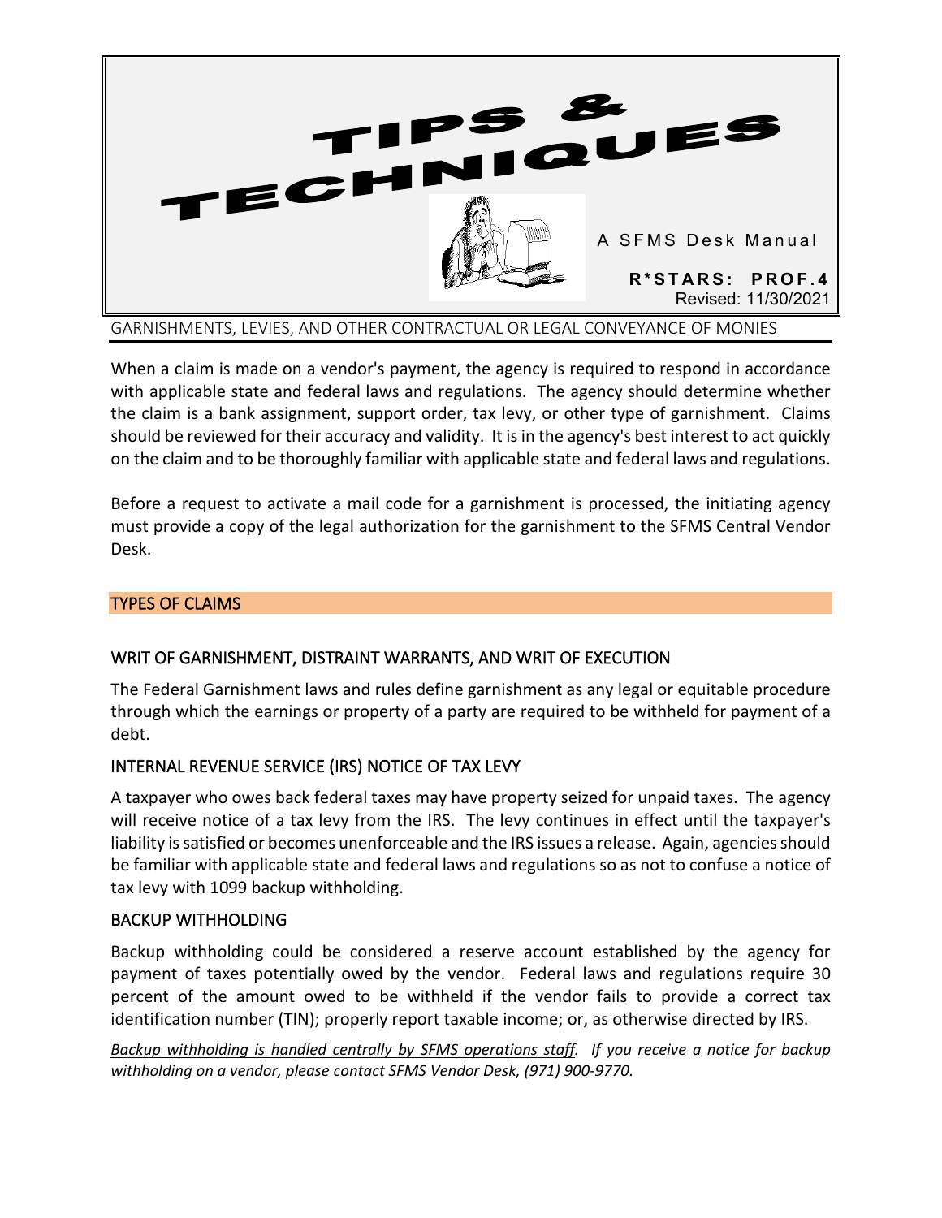# TIPS & TECHNIQUES

A SFMS Desk Manual

**R*STARS: PROF.4**
Revised: 11/30/2021

## GARNISHMENTS, LEVIES, AND OTHER CONTRACTUAL OR LEGAL CONVEYANCE OF MONIES

When a claim is made on a vendor's payment, the agency is required to respond in accordance with applicable state and federal laws and regulations. The agency should determine whether the claim is a bank assignment, support order, tax levy, or other type of garnishment. Claims should be reviewed for their accuracy and validity. It is in the agency's best interest to act quickly on the claim and to be thoroughly familiar with applicable state and federal laws and regulations.

Before a request to activate a mail code for a garnishment is processed, the initiating agency must provide a copy of the legal authorization for the garnishment to the SFMS Central Vendor Desk.

## TYPES OF CLAIMS

### WRIT OF GARNISHMENT, DISTRAINT WARRANTS, AND WRIT OF EXECUTION

The Federal Garnishment laws and rules define garnishment as any legal or equitable procedure through which the earnings or property of a party are required to be withheld for payment of a debt.

### INTERNAL REVENUE SERVICE (IRS) NOTICE OF TAX LEVY

A taxpayer who owes back federal taxes may have property seized for unpaid taxes. The agency will receive notice of a tax levy from the IRS. The levy continues in effect until the taxpayer's liability is satisfied or becomes unenforceable and the IRS issues a release. Again, agencies should be familiar with applicable state and federal laws and regulations so as not to confuse a notice of tax levy with 1099 backup withholding.

### BACKUP WITHHOLDING

Backup withholding could be considered a reserve account established by the agency for payment of taxes potentially owed by the vendor. Federal laws and regulations require 30 percent of the amount owed to be withheld if the vendor fails to provide a correct tax identification number (TIN); properly report taxable income; or, as otherwise directed by IRS.

*Backup withholding is handled centrally by SFMS operations staff. If you receive a notice for backup withholding on a vendor, please contact SFMS Vendor Desk, (971) 900-9770.*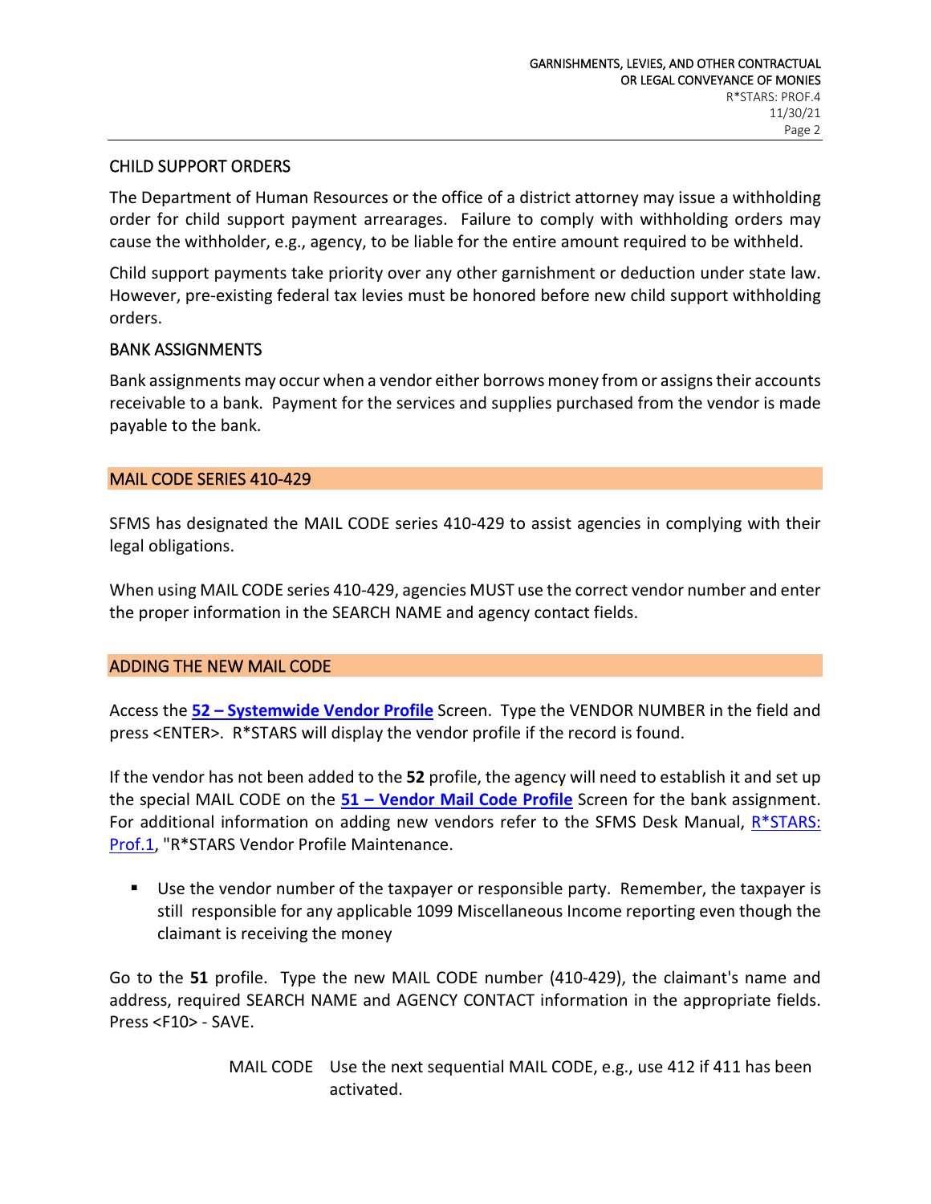## CHILD SUPPORT ORDERS

The Department of Human Resources or the office of a district attorney may issue a withholding order for child support payment arrearages. Failure to comply with withholding orders may cause the withholder, e.g., agency, to be liable for the entire amount required to be withheld.

Child support payments take priority over any other garnishment or deduction under state law. However, pre-existing federal tax levies must be honored before new child support withholding orders.

## BANK ASSIGNMENTS

Bank assignments may occur when a vendor either borrows money from or assigns their accounts receivable to a bank. Payment for the services and supplies purchased from the vendor is made payable to the bank.

## MAIL CODE SERIES 410-429

SFMS has designated the MAIL CODE series 410-429 to assist agencies in complying with their legal obligations.

When using MAIL CODE series 410-429, agencies MUST use the correct vendor number and enter the proper information in the SEARCH NAME and agency contact fields.

## ADDING THE NEW MAIL CODE

Access the **52 – Systemwide Vendor Profile** Screen. Type the VENDOR NUMBER in the field and press <ENTER>. R*STARS will display the vendor profile if the record is found.

If the vendor has not been added to the **52** profile, the agency will need to establish it and set up the special MAIL CODE on the **51 – Vendor Mail Code Profile** Screen for the bank assignment. For additional information on adding new vendors refer to the SFMS Desk Manual, R*STARS: Prof.1, "R*STARS Vendor Profile Maintenance.

- Use the vendor number of the taxpayer or responsible party. Remember, the taxpayer is still responsible for any applicable 1099 Miscellaneous Income reporting even though the claimant is receiving the money

Go to the **51** profile. Type the new MAIL CODE number (410-429), the claimant's name and address, required SEARCH NAME and AGENCY CONTACT information in the appropriate fields. Press <F10> - SAVE.

| | |
|---|---|
| MAIL CODE | Use the next sequential MAIL CODE, e.g., use 412 if 411 has been activated. |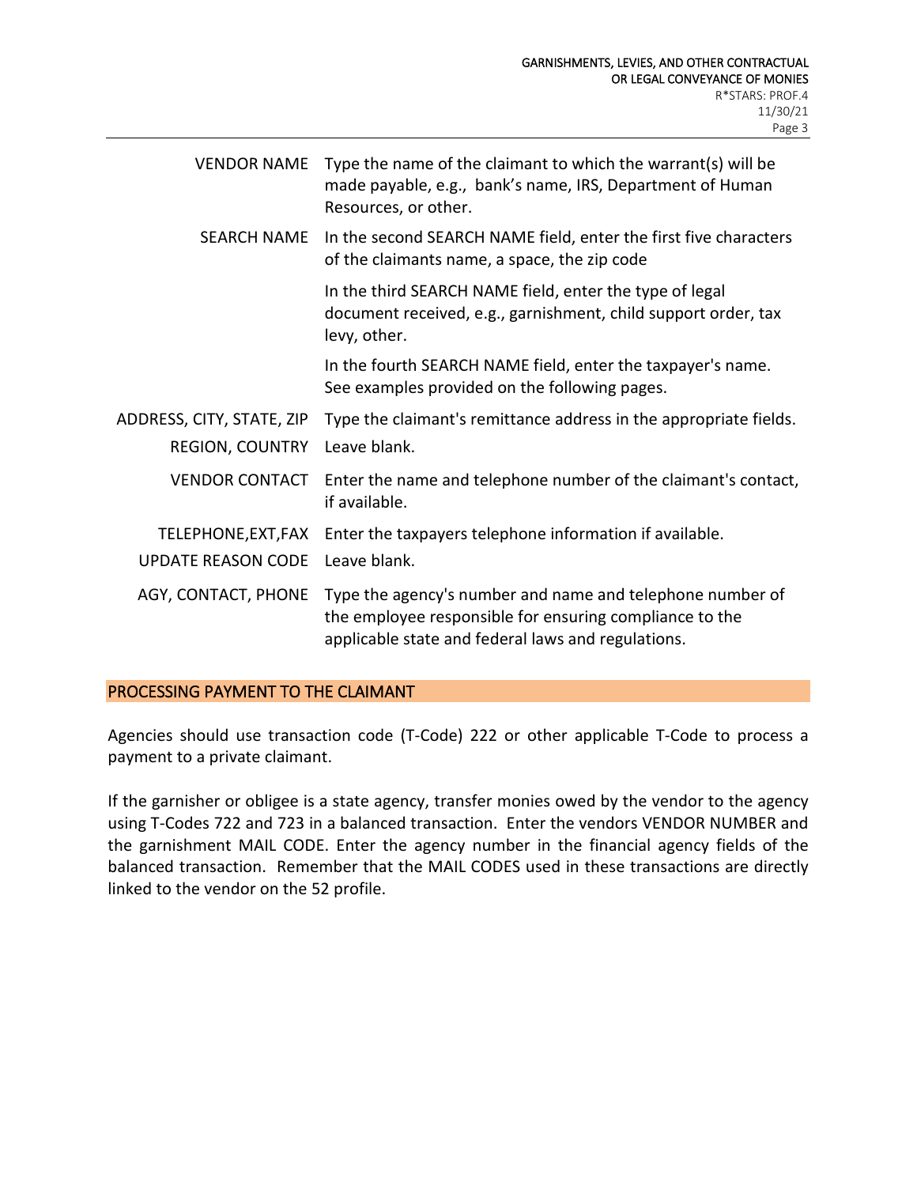| | |
|---|---|
| VENDOR NAME | Type the name of the claimant to which the warrant(s) will be made payable, e.g., bank's name, IRS, Department of Human Resources, or other. |
| SEARCH NAME | In the second SEARCH NAME field, enter the first five characters of the claimants name, a space, the zip code<br><br>In the third SEARCH NAME field, enter the type of legal document received, e.g., garnishment, child support order, tax levy, other.<br><br>In the fourth SEARCH NAME field, enter the taxpayer's name. See examples provided on the following pages. |
| ADDRESS, CITY, STATE, ZIP | Type the claimant's remittance address in the appropriate fields. |
| REGION, COUNTRY | Leave blank. |
| VENDOR CONTACT | Enter the name and telephone number of the claimant's contact, if available. |
| TELEPHONE,EXT,FAX | Enter the taxpayers telephone information if available. |
| UPDATE REASON CODE | Leave blank. |
| AGY, CONTACT, PHONE | Type the agency's number and name and telephone number of the employee responsible for ensuring compliance to the applicable state and federal laws and regulations. |

## PROCESSING PAYMENT TO THE CLAIMANT

Agencies should use transaction code (T-Code) 222 or other applicable T-Code to process a payment to a private claimant.

If the garnisher or obligee is a state agency, transfer monies owed by the vendor to the agency using T-Codes 722 and 723 in a balanced transaction. Enter the vendors VENDOR NUMBER and the garnishment MAIL CODE. Enter the agency number in the financial agency fields of the balanced transaction. Remember that the MAIL CODES used in these transactions are directly linked to the vendor on the 52 profile.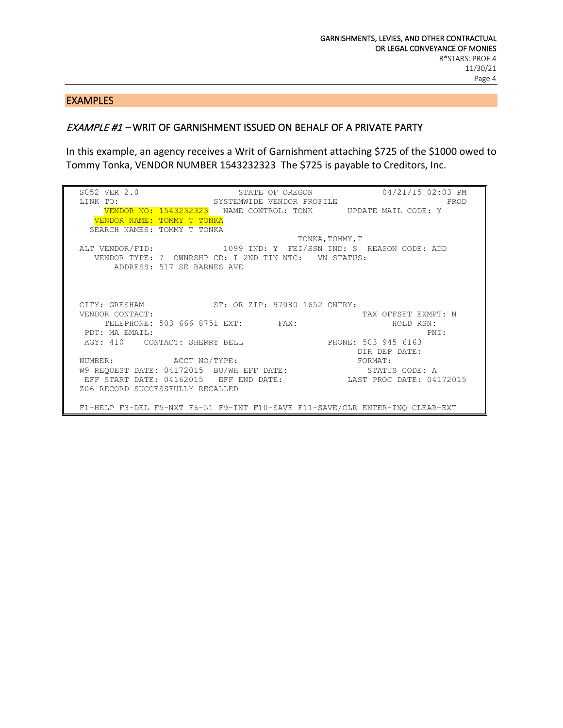## EXAMPLES

### *EXAMPLE #1* – WRIT OF GARNISHMENT ISSUED ON BEHALF OF A PRIVATE PARTY

In this example, an agency receives a Writ of Garnishment attaching $725 of the $1000 owed to Tommy Tonka, VENDOR NUMBER 1543232323 The $725 is payable to Creditors, Inc.

```
S052 VER 2.0                   STATE OF OREGON               04/21/15 02:03 PM
LINK TO:                  SYSTEMWIDE VENDOR PROFILE                      PROD
     VENDOR NO: 1543232323   NAME CONTROL: TONK       UPDATE MAIL CODE: Y
   VENDOR NAME: TOMMY T TONKA
  SEARCH NAMES: TOMMY T TONKA
                                            TONKA,TOMMY,T
ALT VENDOR/FID:              1099 IND: Y  FEI/SSN IND: S  REASON CODE: ADD
   VENDOR TYPE: 7  OWNRSHP CD: I 2ND TIN NTC:   VN STATUS:
       ADDRESS: 517 SE BARNES AVE



CITY: GRESHAM                ST: OR ZIP: 97080 1652 CNTRY:
VENDOR CONTACT:                                                TAX OFFSET EXMPT: N
     TELEPHONE: 503 666 8751 EXT:        FAX:                       HOLD RSN:
 PDT: MA EMAIL:                                                            PNI:
 AGY: 410    CONTACT: SHERRY BELL                PHONE: 503 945 6163
                                                       DIR DEP DATE:
NUMBER:             ACCT NO/TYPE:                      FORMAT:
W9 REQUEST DATE: 04172015  BU/WH EFF DATE:               STATUS CODE: A
 EFF START DATE: 04162015   EFF END DATE:            LAST PROC DATE: 04172015
Z06 RECORD SUCCESSFULLY RECALLED

F1-HELP F3-DEL F5-NXT F6-51 F9-INT F10-SAVE F11-SAVE/CLR ENTER-INQ CLEAR-EXT
```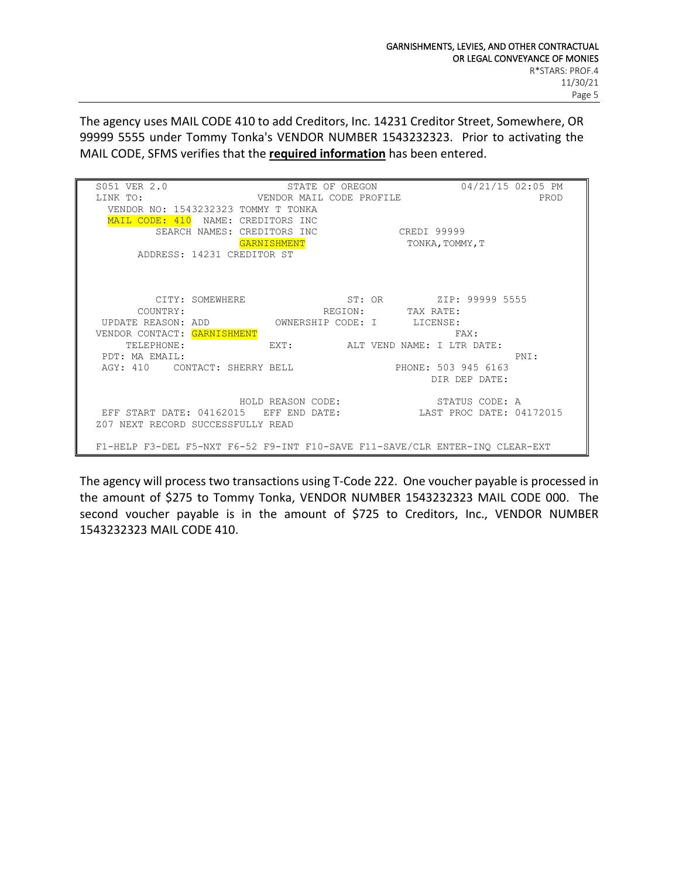The agency uses MAIL CODE 410 to add Creditors, Inc. 14231 Creditor Street, Somewhere, OR 99999 5555 under Tommy Tonka's VENDOR NUMBER 1543232323. Prior to activating the MAIL CODE, SFMS verifies that the **required information** has been entered.

```
S051 VER 2.0                    STATE OF OREGON              04/21/15 02:05 PM
LINK TO:                    VENDOR MAIL CODE PROFILE                      PROD
  VENDOR NO: 1543232323 TOMMY T TONKA
  MAIL CODE: 410  NAME: CREDITORS INC
        SEARCH NAMES: CREDITORS INC                 CREDI 99999
                      GARNISHMENT                    TONKA,TOMMY,T
     ADDRESS: 14231 CREDITOR ST



        CITY: SOMEWHERE                 ST: OR        ZIP: 99999 5555
     COUNTRY:                       REGION:       TAX RATE:
 UPDATE REASON: ADD         OWNERSHIP CODE: I      LICENSE:
VENDOR CONTACT: GARNISHMENT                                  FAX:
    TELEPHONE:              EXT:        ALT VEND NAME: I LTR DATE:
 PDT: MA EMAIL:                                                        PNI:
 AGY: 410    CONTACT: SHERRY BELL                PHONE: 503 945 6163
                                                       DIR DEP DATE:

                       HOLD REASON CODE:              STATUS CODE: A
 EFF START DATE: 04162015   EFF END DATE:          LAST PROC DATE: 04172015
Z07 NEXT RECORD SUCCESSFULLY READ

F1-HELP F3-DEL F5-NXT F6-52 F9-INT F10-SAVE F11-SAVE/CLR ENTER-INQ CLEAR-EXT
```

The agency will process two transactions using T-Code 222. One voucher payable is processed in the amount of $275 to Tommy Tonka, VENDOR NUMBER 1543232323 MAIL CODE 000. The second voucher payable is in the amount of $725 to Creditors, Inc., VENDOR NUMBER 1543232323 MAIL CODE 410.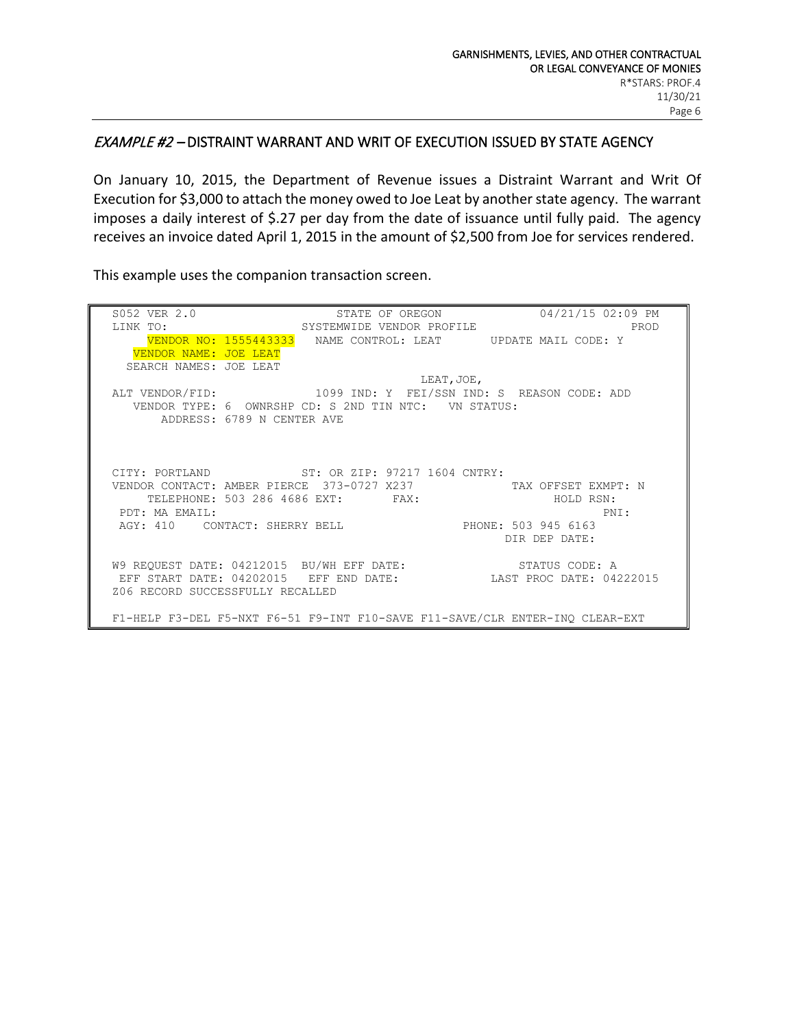## *EXAMPLE #2* – DISTRAINT WARRANT AND WRIT OF EXECUTION ISSUED BY STATE AGENCY

On January 10, 2015, the Department of Revenue issues a Distraint Warrant and Writ Of Execution for $3,000 to attach the money owed to Joe Leat by another state agency. The warrant imposes a daily interest of $.27 per day from the date of issuance until fully paid. The agency receives an invoice dated April 1, 2015 in the amount of $2,500 from Joe for services rendered.

This example uses the companion transaction screen.

```
S052 VER 2.0                  STATE OF OREGON              04/21/15 02:09 PM
LINK TO:                  SYSTEMWIDE VENDOR PROFILE                     PROD
     VENDOR NO: 1555443333   NAME CONTROL: LEAT       UPDATE MAIL CODE: Y
   VENDOR NAME: JOE LEAT
  SEARCH NAMES: JOE LEAT
                                              LEAT,JOE,
ALT VENDOR/FID:              1099 IND: Y  FEI/SSN IND: S  REASON CODE: ADD
   VENDOR TYPE: 6  OWNRSHP CD: S 2ND TIN NTC:   VN STATUS:
       ADDRESS: 6789 N CENTER AVE



CITY: PORTLAND             ST: OR ZIP: 97217 1604 CNTRY:
VENDOR CONTACT: AMBER PIERCE  373-0727 X237             TAX OFFSET EXMPT: N
     TELEPHONE: 503 286 4686 EXT:       FAX:                  HOLD RSN:
 PDT: MA EMAIL:                                                     PNI:
 AGY: 410    CONTACT: SHERRY BELL                  PHONE: 503 945 6163
                                                        DIR DEP DATE:

W9 REQUEST DATE: 04212015  BU/WH EFF DATE:               STATUS CODE: A
 EFF START DATE: 04202015   EFF END DATE:           LAST PROC DATE: 04222015
Z06 RECORD SUCCESSFULLY RECALLED

F1-HELP F3-DEL F5-NXT F6-51 F9-INT F10-SAVE F11-SAVE/CLR ENTER-INQ CLEAR-EXT
```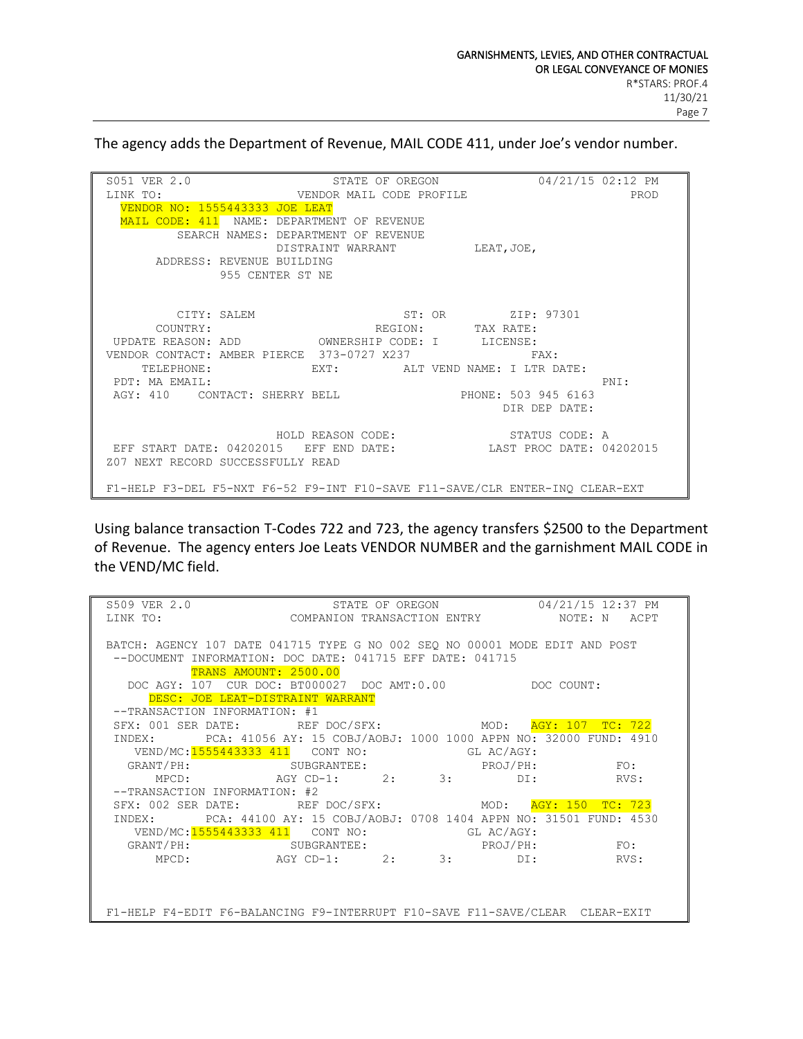The agency adds the Department of Revenue, MAIL CODE 411, under Joe's vendor number.

```
S051 VER 2.0                    STATE OF OREGON               04/21/15 02:12 PM
LINK TO:                     VENDOR MAIL CODE PROFILE                      PROD
  VENDOR NO: 1555443333 JOE LEAT
  MAIL CODE: 411  NAME: DEPARTMENT OF REVENUE
        SEARCH NAMES: DEPARTMENT OF REVENUE
                      DISTRAINT WARRANT          LEAT,JOE,
      ADDRESS: REVENUE BUILDING
               955 CENTER ST NE


         CITY: SALEM                      ST: OR        ZIP: 97301
      COUNTRY:                        REGION:       TAX RATE:
 UPDATE REASON: ADD          OWNERSHIP CODE: I      LICENSE:
VENDOR CONTACT: AMBER PIERCE  373-0727 X237                  FAX:
     TELEPHONE:              EXT:         ALT VEND NAME: I LTR DATE:
 PDT: MA EMAIL:                                                          PNI:
 AGY: 410    CONTACT: SHERRY BELL                PHONE: 503 945 6163
                                                       DIR DEP DATE:

                      HOLD REASON CODE:                STATUS CODE: A
 EFF START DATE: 04202015   EFF END DATE:           LAST PROC DATE: 04202015
Z07 NEXT RECORD SUCCESSFULLY READ

F1-HELP F3-DEL F5-NXT F6-52 F9-INT F10-SAVE F11-SAVE/CLR ENTER-INQ CLEAR-EXT
```

Using balance transaction T-Codes 722 and 723, the agency transfers $2500 to the Department of Revenue. The agency enters Joe Leats VENDOR NUMBER and the garnishment MAIL CODE in the VEND/MC field.

```
S509 VER 2.0                    STATE OF OREGON               04/21/15 12:37 PM
LINK TO:                   COMPANION TRANSACTION ENTRY           NOTE: N   ACPT

BATCH: AGENCY 107 DATE 041715 TYPE G NO 002 SEQ NO 00001 MODE EDIT AND POST
 --DOCUMENT INFORMATION: DOC DATE: 041715 EFF DATE: 041715
            TRANS AMOUNT: 2500.00
   DOC AGY: 107  CUR DOC: BT000027  DOC AMT:0.00             DOC COUNT:
      DESC: JOE LEAT-DISTRAINT WARRANT
 --TRANSACTION INFORMATION: #1
 SFX: 001 SER DATE:        REF DOC/SFX:                MOD:  AGY: 107  TC: 722
 INDEX:      PCA: 41056 AY: 15 COBJ/AOBJ: 1000 1000 APPN NO: 32000 FUND: 4910
    VEND/MC:1555443333 411    CONT NO:              GL AC/AGY:
  GRANT/PH:              SUBGRANTEE:                  PROJ/PH:             FO:
      MPCD:            AGY CD-1:      2:      3:          DI:              RVS:
 --TRANSACTION INFORMATION: #2
 SFX: 002 SER DATE:        REF DOC/SFX:                MOD:  AGY: 150  TC: 723
 INDEX:      PCA: 44100 AY: 15 COBJ/AOBJ: 0708 1404 APPN NO: 31501 FUND: 4530
    VEND/MC:1555443333 411    CONT NO:              GL AC/AGY:
  GRANT/PH:              SUBGRANTEE:                  PROJ/PH:             FO:
      MPCD:            AGY CD-1:      2:      3:          DI:              RVS:



F1-HELP F4-EDIT F6-BALANCING F9-INTERRUPT F10-SAVE F11-SAVE/CLEAR  CLEAR-EXIT
```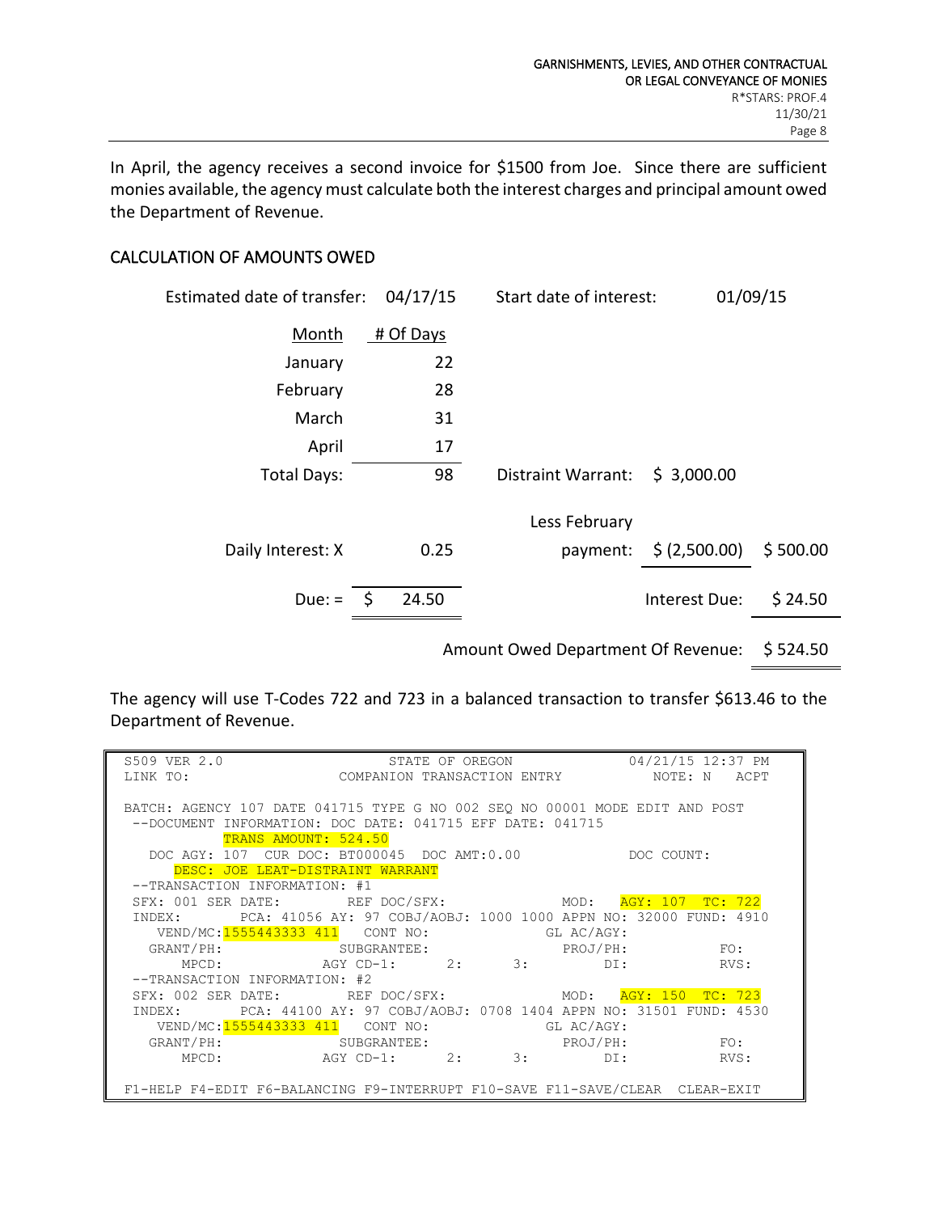In April, the agency receives a second invoice for $1500 from Joe. Since there are sufficient monies available, the agency must calculate both the interest charges and principal amount owed the Department of Revenue.

## CALCULATION OF AMOUNTS OWED

| | | | | |
|---|---|---|---|---|
| Estimated date of transfer: | 04/17/15 | Start date of interest: | 01/09/15 | |
| Month | # Of Days | | | |
| January | 22 | | | |
| February | 28 | | | |
| March | 31 | | | |
| April | 17 | | | |
| Total Days: | 98 | Distraint Warrant: | $ 3,000.00 | |
| | | Less February payment: | $ (2,500.00) | $ 500.00 |
| Daily Interest: X | 0.25 | | | |
| Due: = | $ 24.50 | | Interest Due: | $ 24.50 |
| | | Amount Owed Department Of Revenue: | | $ 524.50 |

The agency will use T-Codes 722 and 723 in a balanced transaction to transfer $613.46 to the Department of Revenue.

```
S509 VER 2.0                  STATE OF OREGON              04/21/15 12:37 PM
LINK TO:                COMPANION TRANSACTION ENTRY           NOTE: N   ACPT

BATCH: AGENCY 107 DATE 041715 TYPE G NO 002 SEQ NO 00001 MODE EDIT AND POST
 --DOCUMENT INFORMATION: DOC DATE: 041715 EFF DATE: 041715
         TRANS AMOUNT: 524.50
   DOC AGY: 107  CUR DOC: BT000045  DOC AMT:0.00             DOC COUNT:
     DESC: JOE LEAT-DISTRAINT WARRANT
 --TRANSACTION INFORMATION: #1
 SFX: 001 SER DATE:        REF DOC/SFX:              MOD:  AGY: 107  TC: 722
 INDEX:      PCA: 41056 AY: 97 COBJ/AOBJ: 1000 1000 APPN NO: 32000 FUND: 4910
    VEND/MC:1555443333 411   CONT NO:               GL AC/AGY:
   GRANT/PH:             SUBGRANTEE:                PROJ/PH:              FO:
      MPCD:            AGY CD-1:       2:      3:          DI:            RVS:
 --TRANSACTION INFORMATION: #2
 SFX: 002 SER DATE:        REF DOC/SFX:              MOD:  AGY: 150  TC: 723
 INDEX:      PCA: 44100 AY: 97 COBJ/AOBJ: 0708 1404 APPN NO: 31501 FUND: 4530
    VEND/MC:1555443333 411   CONT NO:               GL AC/AGY:
   GRANT/PH:             SUBGRANTEE:                PROJ/PH:              FO:
      MPCD:            AGY CD-1:       2:      3:          DI:            RVS:

F1-HELP F4-EDIT F6-BALANCING F9-INTERRUPT F10-SAVE F11-SAVE/CLEAR  CLEAR-EXIT
```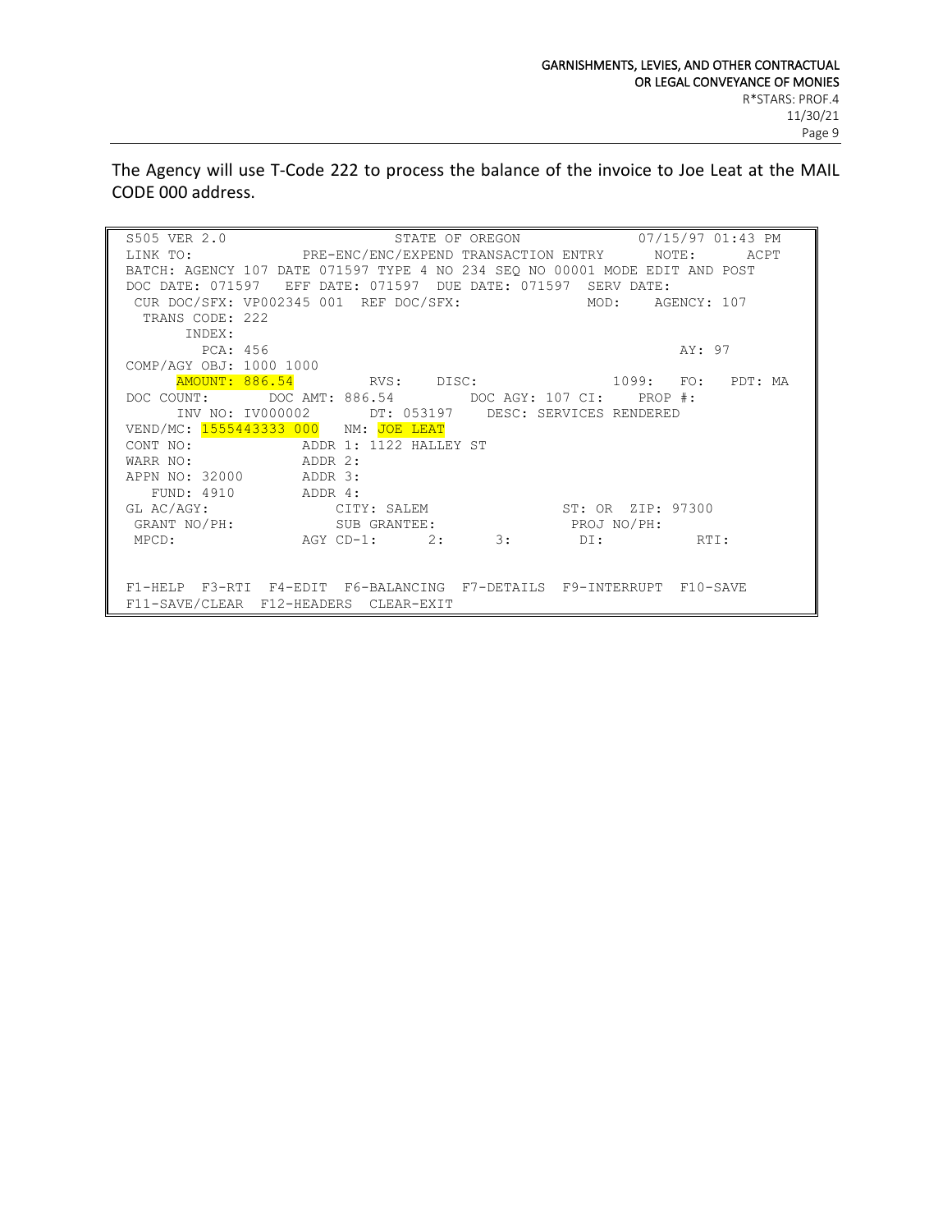The Agency will use T-Code 222 to process the balance of the invoice to Joe Leat at the MAIL CODE 000 address.

```
S505 VER 2.0                    STATE OF OREGON              07/15/97 01:43 PM
LINK TO:             PRE-ENC/ENC/EXPEND TRANSACTION ENTRY      NOTE:      ACPT
BATCH: AGENCY 107 DATE 071597 TYPE 4 NO 234 SEQ NO 00001 MODE EDIT AND POST
DOC DATE: 071597   EFF DATE: 071597  DUE DATE: 071597  SERV DATE:
 CUR DOC/SFX: VP002345 001  REF DOC/SFX:            MOD:   AGENCY: 107
  TRANS CODE: 222
       INDEX:
        PCA: 456                                                 AY: 97
COMP/AGY OBJ: 1000 1000
      AMOUNT: 886.54        RVS:   DISC:                1099:  FO:   PDT: MA
DOC COUNT:       DOC AMT: 886.54        DOC AGY: 107 CI:    PROP #:
      INV NO: IV000002       DT: 053197    DESC: SERVICES RENDERED
VEND/MC: 1555443333 000   NM: JOE LEAT
CONT NO:            ADDR 1: 1122 HALLEY ST
WARR NO:            ADDR 2:
APPN NO: 32000      ADDR 3:
   FUND: 4910       ADDR 4:
GL AC/AGY:              CITY: SALEM                 ST: OR  ZIP: 97300
 GRANT NO/PH:           SUB GRANTEE:                 PROJ NO/PH:
 MPCD:              AGY CD-1:      2:      3:        DI:          RTI:


F1-HELP  F3-RTI  F4-EDIT  F6-BALANCING  F7-DETAILS  F9-INTERRUPT  F10-SAVE
F11-SAVE/CLEAR  F12-HEADERS  CLEAR-EXIT
```